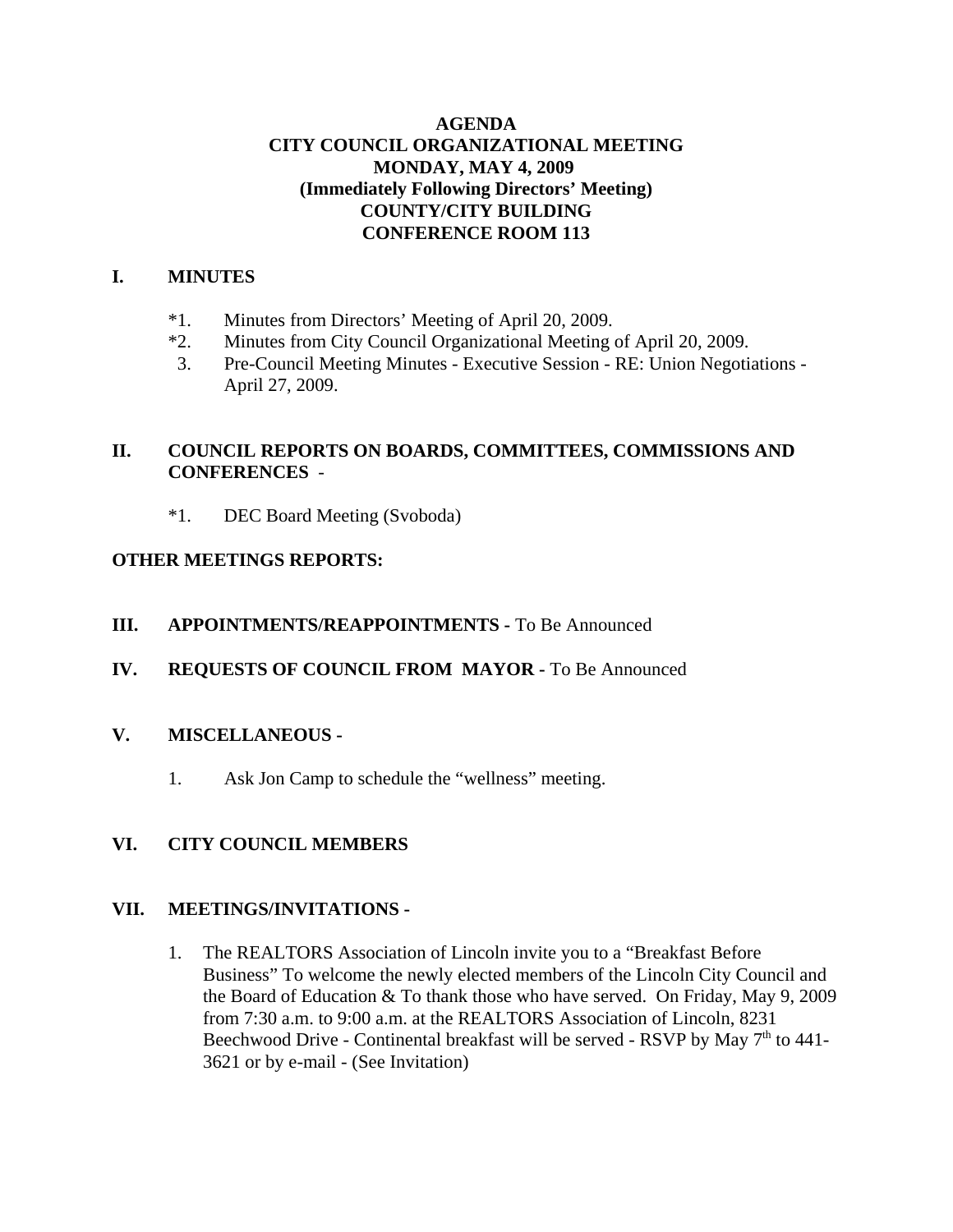**AGENDA**
**CITY COUNCIL ORGANIZATIONAL MEETING**
**MONDAY, MAY 4, 2009**
**(Immediately Following Directors' Meeting)**
**COUNTY/CITY BUILDING**
**CONFERENCE ROOM 113**

## I. MINUTES

*1. Minutes from Directors' Meeting of April 20, 2009.
*2. Minutes from City Council Organizational Meeting of April 20, 2009.
3. Pre-Council Meeting Minutes - Executive Session - RE: Union Negotiations - April 27, 2009.

## II. COUNCIL REPORTS ON BOARDS, COMMITTEES, COMMISSIONS AND CONFERENCES -

*1. DEC Board Meeting (Svoboda)

## OTHER MEETINGS REPORTS:

## III. APPOINTMENTS/REAPPOINTMENTS - To Be Announced

## IV. REQUESTS OF COUNCIL FROM MAYOR - To Be Announced

## V. MISCELLANEOUS -

1. Ask Jon Camp to schedule the "wellness" meeting.

## VI. CITY COUNCIL MEMBERS

## VII. MEETINGS/INVITATIONS -

1. The REALTORS Association of Lincoln invite you to a "Breakfast Before Business" To welcome the newly elected members of the Lincoln City Council and the Board of Education & To thank those who have served. On Friday, May 9, 2009 from 7:30 a.m. to 9:00 a.m. at the REALTORS Association of Lincoln, 8231 Beechwood Drive - Continental breakfast will be served - RSVP by May 7th to 441-3621 or by e-mail - (See Invitation)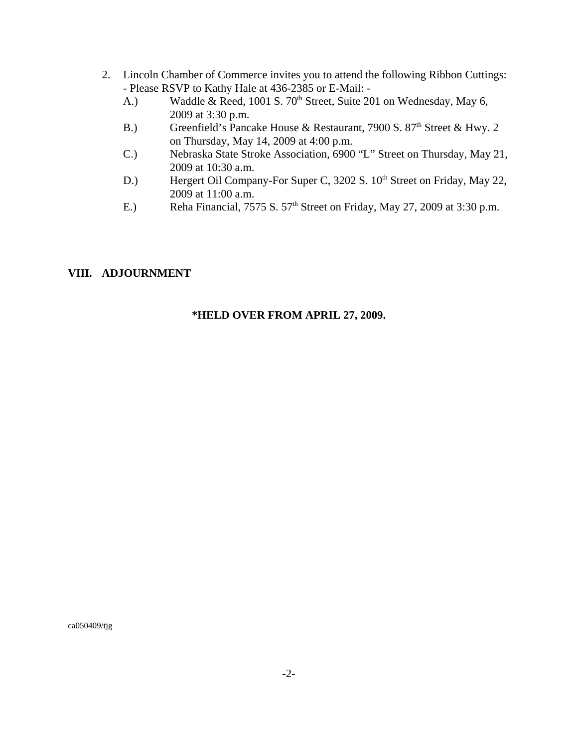2. Lincoln Chamber of Commerce invites you to attend the following Ribbon Cuttings: - Please RSVP to Kathy Hale at 436-2385 or E-Mail: -
   - A.) Waddle & Reed, 1001 S. 70th Street, Suite 201 on Wednesday, May 6, 2009 at 3:30 p.m.
   - B.) Greenfield's Pancake House & Restaurant, 7900 S. 87th Street & Hwy. 2 on Thursday, May 14, 2009 at 4:00 p.m.
   - C.) Nebraska State Stroke Association, 6900 "L" Street on Thursday, May 21, 2009 at 10:30 a.m.
   - D.) Hergert Oil Company-For Super C, 3202 S. 10th Street on Friday, May 22, 2009 at 11:00 a.m.
   - E.) Reha Financial, 7575 S. 57th Street on Friday, May 27, 2009 at 3:30 p.m.

## VIII. ADJOURNMENT

**\*HELD OVER FROM APRIL 27, 2009.**

ca050409/tjg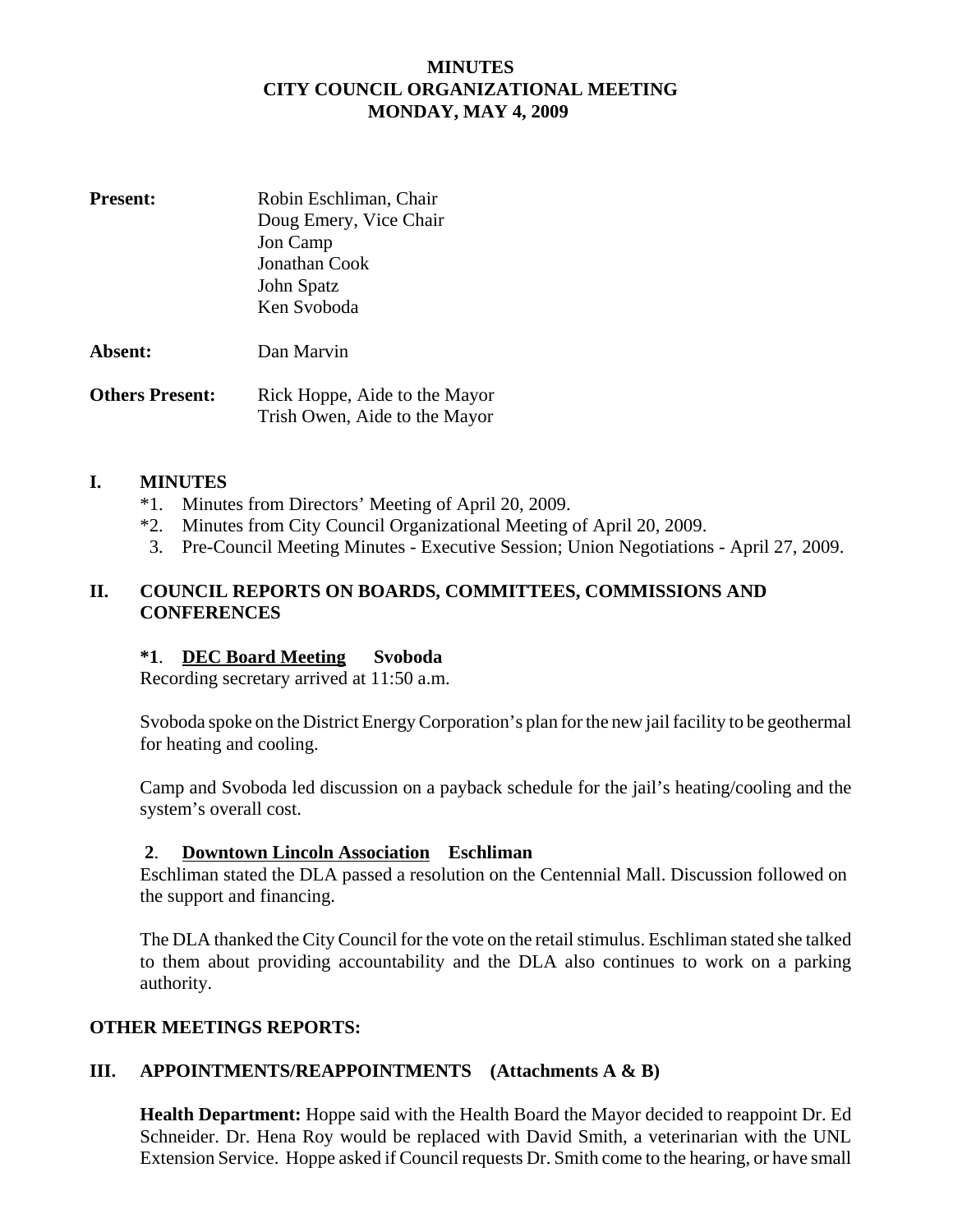**MINUTES**
**CITY COUNCIL ORGANIZATIONAL MEETING**
**MONDAY, MAY 4, 2009**

**Present:** Robin Eschliman, Chair
Doug Emery, Vice Chair
Jon Camp
Jonathan Cook
John Spatz
Ken Svoboda

**Absent:** Dan Marvin

**Others Present:** Rick Hoppe, Aide to the Mayor
Trish Owen, Aide to the Mayor

## I. MINUTES

*1. Minutes from Directors' Meeting of April 20, 2009.
*2. Minutes from City Council Organizational Meeting of April 20, 2009.
3. Pre-Council Meeting Minutes - Executive Session; Union Negotiations - April 27, 2009.

## II. COUNCIL REPORTS ON BOARDS, COMMITTEES, COMMISSIONS AND CONFERENCES

**\*1. DEC Board Meeting Svoboda**
Recording secretary arrived at 11:50 a.m.

Svoboda spoke on the District Energy Corporation's plan for the new jail facility to be geothermal for heating and cooling.

Camp and Svoboda led discussion on a payback schedule for the jail's heating/cooling and the system's overall cost.

**2. Downtown Lincoln Association Eschliman**
Eschliman stated the DLA passed a resolution on the Centennial Mall. Discussion followed on the support and financing.

The DLA thanked the City Council for the vote on the retail stimulus. Eschliman stated she talked to them about providing accountability and the DLA also continues to work on a parking authority.

**OTHER MEETINGS REPORTS:**

## III. APPOINTMENTS/REAPPOINTMENTS (Attachments A & B)

**Health Department:** Hoppe said with the Health Board the Mayor decided to reappoint Dr. Ed Schneider. Dr. Hena Roy would be replaced with David Smith, a veterinarian with the UNL Extension Service. Hoppe asked if Council requests Dr. Smith come to the hearing, or have small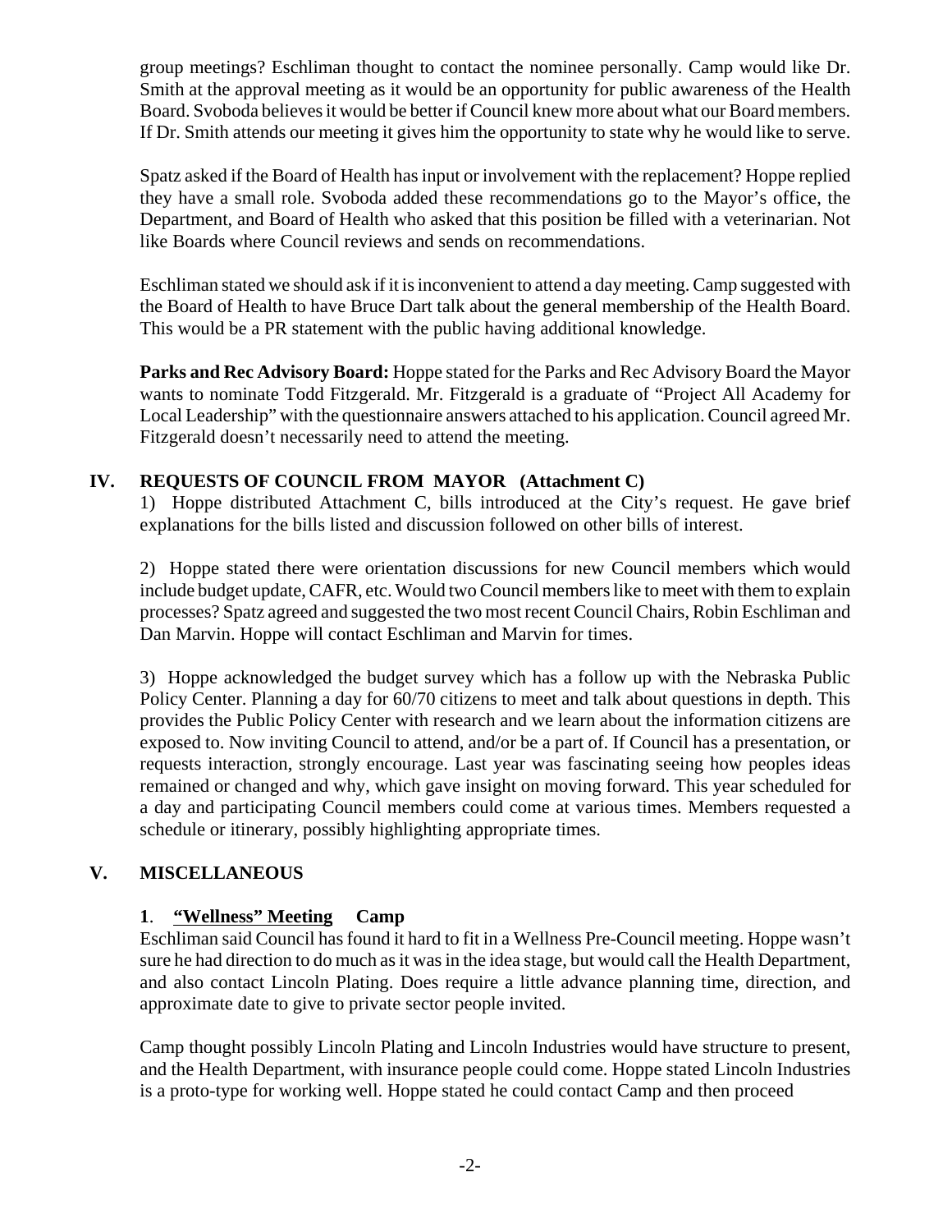group meetings? Eschliman thought to contact the nominee personally. Camp would like Dr. Smith at the approval meeting as it would be an opportunity for public awareness of the Health Board. Svoboda believes it would be better if Council knew more about what our Board members. If Dr. Smith attends our meeting it gives him the opportunity to state why he would like to serve.

Spatz asked if the Board of Health has input or involvement with the replacement? Hoppe replied they have a small role. Svoboda added these recommendations go to the Mayor's office, the Department, and Board of Health who asked that this position be filled with a veterinarian. Not like Boards where Council reviews and sends on recommendations.

Eschliman stated we should ask if it is inconvenient to attend a day meeting. Camp suggested with the Board of Health to have Bruce Dart talk about the general membership of the Health Board. This would be a PR statement with the public having additional knowledge.

**Parks and Rec Advisory Board:** Hoppe stated for the Parks and Rec Advisory Board the Mayor wants to nominate Todd Fitzgerald. Mr. Fitzgerald is a graduate of "Project All Academy for Local Leadership" with the questionnaire answers attached to his application. Council agreed Mr. Fitzgerald doesn't necessarily need to attend the meeting.

## IV. REQUESTS OF COUNCIL FROM MAYOR (Attachment C)

1) Hoppe distributed Attachment C, bills introduced at the City's request. He gave brief explanations for the bills listed and discussion followed on other bills of interest.

2) Hoppe stated there were orientation discussions for new Council members which would include budget update, CAFR, etc. Would two Council members like to meet with them to explain processes? Spatz agreed and suggested the two most recent Council Chairs, Robin Eschliman and Dan Marvin. Hoppe will contact Eschliman and Marvin for times.

3) Hoppe acknowledged the budget survey which has a follow up with the Nebraska Public Policy Center. Planning a day for 60/70 citizens to meet and talk about questions in depth. This provides the Public Policy Center with research and we learn about the information citizens are exposed to. Now inviting Council to attend, and/or be a part of. If Council has a presentation, or requests interaction, strongly encourage. Last year was fascinating seeing how peoples ideas remained or changed and why, which gave insight on moving forward. This year scheduled for a day and participating Council members could come at various times. Members requested a schedule or itinerary, possibly highlighting appropriate times.

## V. MISCELLANEOUS

**1**. **<u>"Wellness" Meeting</u> Camp**

Eschliman said Council has found it hard to fit in a Wellness Pre-Council meeting. Hoppe wasn't sure he had direction to do much as it was in the idea stage, but would call the Health Department, and also contact Lincoln Plating. Does require a little advance planning time, direction, and approximate date to give to private sector people invited.

Camp thought possibly Lincoln Plating and Lincoln Industries would have structure to present, and the Health Department, with insurance people could come. Hoppe stated Lincoln Industries is a proto-type for working well. Hoppe stated he could contact Camp and then proceed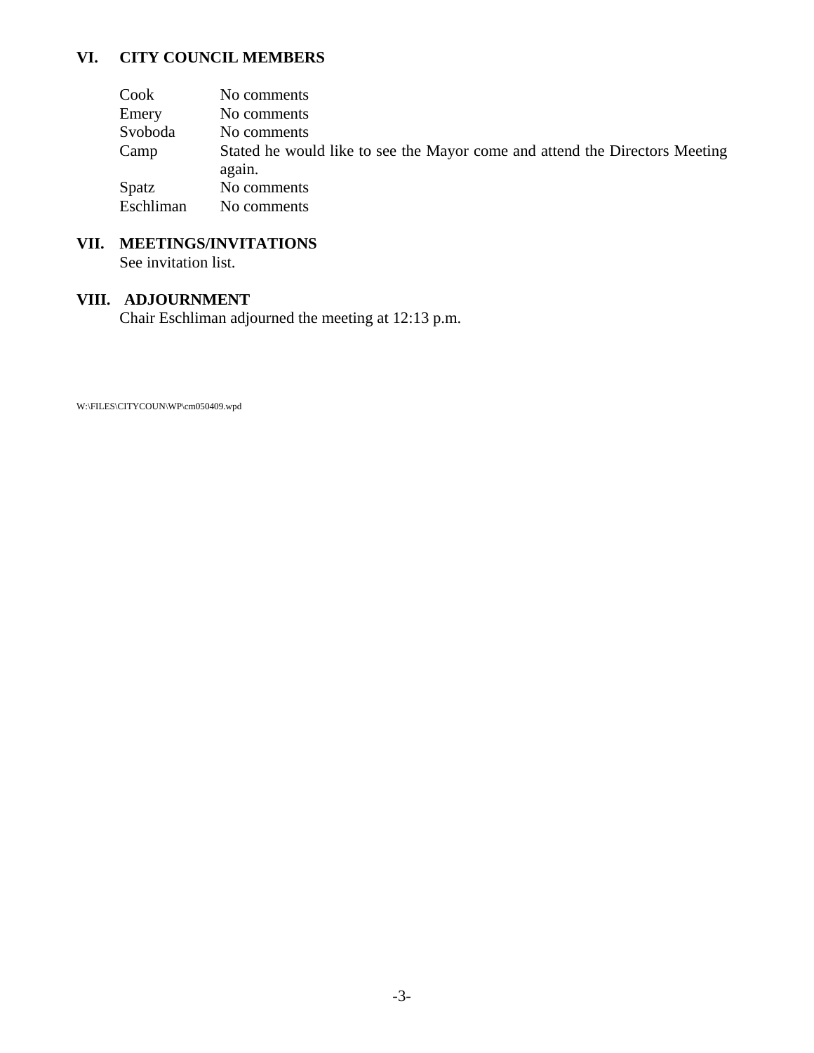## VI. CITY COUNCIL MEMBERS

| | |
|---|---|
| Cook | No comments |
| Emery | No comments |
| Svoboda | No comments |
| Camp | Stated he would like to see the Mayor come and attend the Directors Meeting again. |
| Spatz | No comments |
| Eschliman | No comments |

## VII. MEETINGS/INVITATIONS

See invitation list.

## VIII. ADJOURNMENT

Chair Eschliman adjourned the meeting at 12:13 p.m.

W:\FILES\CITYCOUN\WP\cm050409.wpd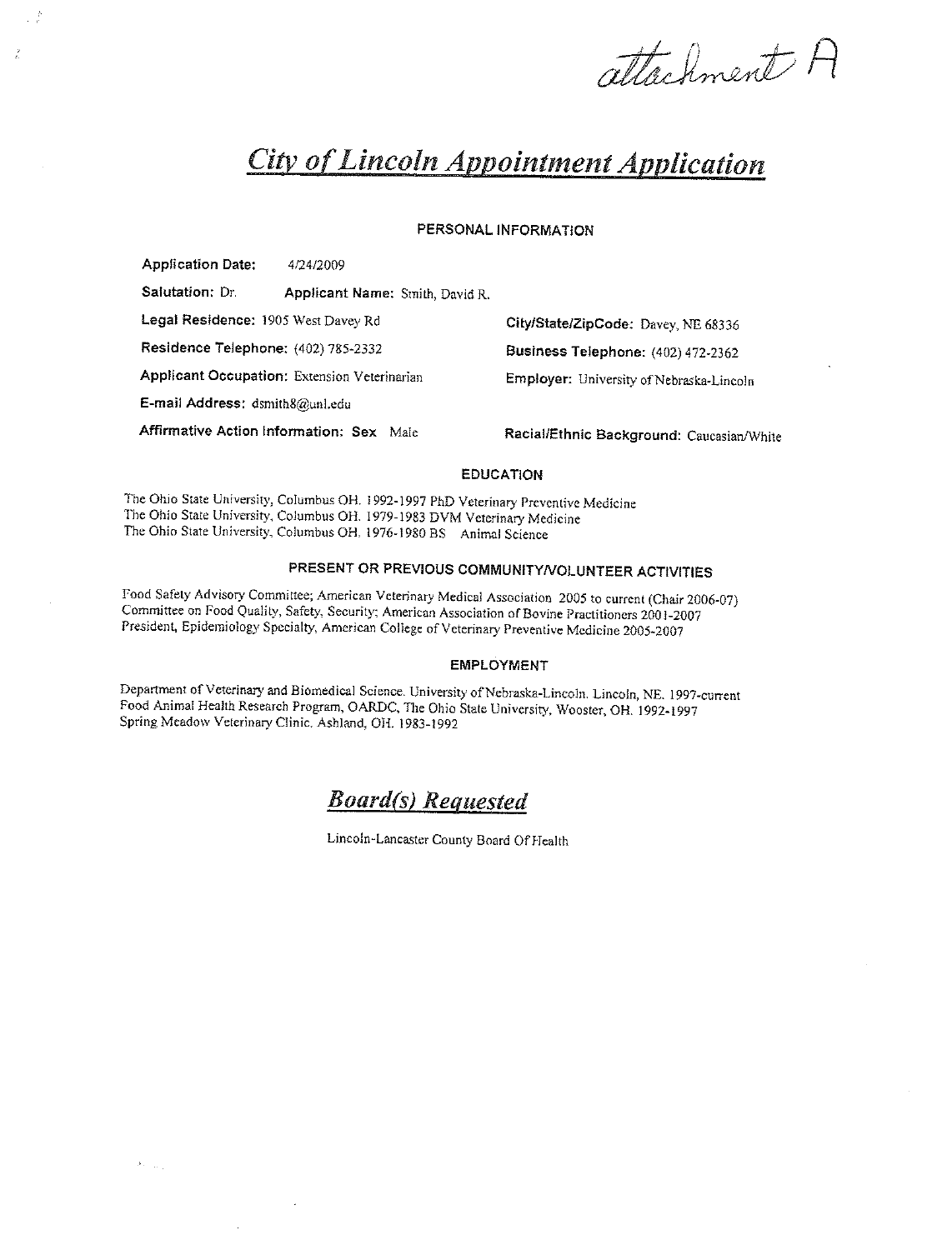attachment A

# *City of Lincoln Appointment Application*

## PERSONAL INFORMATION

**Application Date:** 4/24/2009

**Salutation:** Dr. **Applicant Name:** Smith, David R.

**Legal Residence:** 1905 West Davey Rd **City/State/ZipCode:** Davey, NE 68336

**Residence Telephone:** (402) 785-2332 **Business Telephone:** (402) 472-2362

**Applicant Occupation:** Extension Veterinarian **Employer:** University of Nebraska-Lincoln

**E-mail Address:** dsmith8@unl.edu

**Affirmative Action Information: Sex** Male **Racial/Ethnic Background:** Caucasian/White

## EDUCATION

The Ohio State University, Columbus OH. 1992-1997 PhD Veterinary Preventive Medicine
The Ohio State University, Columbus OH. 1979-1983 DVM Veterinary Medicine
The Ohio State University, Columbus OH. 1976-1980 BS Animal Science

## PRESENT OR PREVIOUS COMMUNITY/VOLUNTEER ACTIVITIES

Food Safety Advisory Committee; American Veterinary Medical Association 2005 to current (Chair 2006-07)
Committee on Food Quality, Safety, Security; American Association of Bovine Practitioners 2001-2007
President, Epidemiology Specialty, American College of Veterinary Preventive Medicine 2005-2007

## EMPLOYMENT

Department of Veterinary and Biomedical Science. University of Nebraska-Lincoln. Lincoln, NE. 1997-current
Food Animal Health Research Program, OARDC, The Ohio State University, Wooster, OH. 1992-1997
Spring Meadow Veterinary Clinic. Ashland, OH. 1983-1992

## *Board(s) Requested*

Lincoln-Lancaster County Board Of Health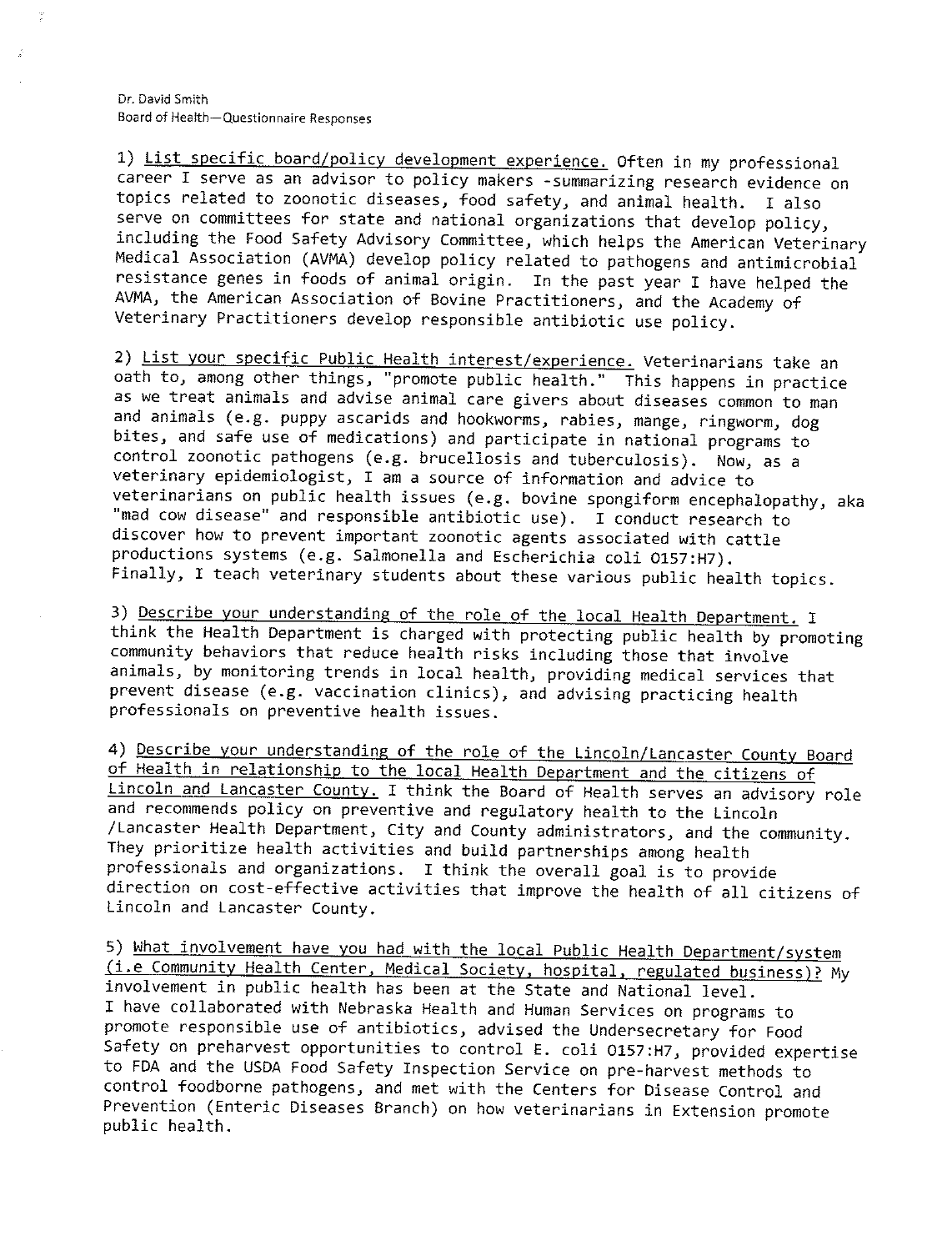Dr. David Smith
Board of Health—Questionnaire Responses

1) <u>List specific board/policy development experience.</u> Often in my professional career I serve as an advisor to policy makers -summarizing research evidence on topics related to zoonotic diseases, food safety, and animal health. I also serve on committees for state and national organizations that develop policy, including the Food Safety Advisory Committee, which helps the American Veterinary Medical Association (AVMA) develop policy related to pathogens and antimicrobial resistance genes in foods of animal origin. In the past year I have helped the AVMA, the American Association of Bovine Practitioners, and the Academy of Veterinary Practitioners develop responsible antibiotic use policy.

2) <u>List your specific Public Health interest/experience.</u> Veterinarians take an oath to, among other things, "promote public health." This happens in practice as we treat animals and advise animal care givers about diseases common to man and animals (e.g. puppy ascarids and hookworms, rabies, mange, ringworm, dog bites, and safe use of medications) and participate in national programs to control zoonotic pathogens (e.g. brucellosis and tuberculosis). Now, as a veterinary epidemiologist, I am a source of information and advice to veterinarians on public health issues (e.g. bovine spongiform encephalopathy, aka "mad cow disease" and responsible antibiotic use). I conduct research to discover how to prevent important zoonotic agents associated with cattle productions systems (e.g. Salmonella and Escherichia coli O157:H7). Finally, I teach veterinary students about these various public health topics.

3) <u>Describe your understanding of the role of the local Health Department.</u> I think the Health Department is charged with protecting public health by promoting community behaviors that reduce health risks including those that involve animals, by monitoring trends in local health, providing medical services that prevent disease (e.g. vaccination clinics), and advising practicing health professionals on preventive health issues.

4) <u>Describe your understanding of the role of the Lincoln/Lancaster County Board of Health in relationship to the local Health Department and the citizens of Lincoln and Lancaster County.</u> I think the Board of Health serves an advisory role and recommends policy on preventive and regulatory health to the Lincoln /Lancaster Health Department, City and County administrators, and the community. They prioritize health activities and build partnerships among health professionals and organizations. I think the overall goal is to provide direction on cost-effective activities that improve the health of all citizens of Lincoln and Lancaster County.

5) <u>What involvement have you had with the local Public Health Department/system (i.e Community Health Center, Medical Society, hospital, regulated business)?</u> My involvement in public health has been at the State and National level. I have collaborated with Nebraska Health and Human Services on programs to promote responsible use of antibiotics, advised the Undersecretary for Food Safety on preharvest opportunities to control E. coli O157:H7, provided expertise to FDA and the USDA Food Safety Inspection Service on pre-harvest methods to control foodborne pathogens, and met with the Centers for Disease Control and Prevention (Enteric Diseases Branch) on how veterinarians in Extension promote public health.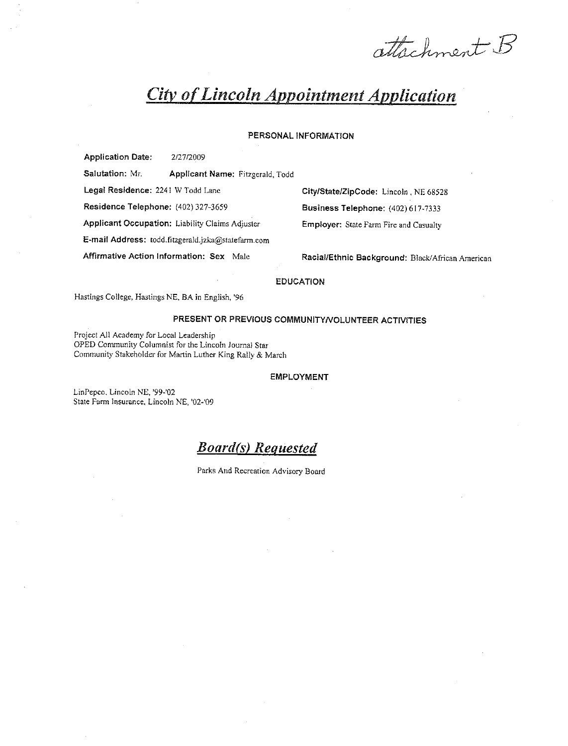attachment B

# *City of Lincoln Appointment Application*

### PERSONAL INFORMATION

**Application Date:** 2/27/2009

**Salutation:** Mr. **Applicant Name:** Fitzgerald, Todd

**Legal Residence:** 2241 W Todd Lane **City/State/ZipCode:** Lincoln , NE 68528

**Residence Telephone:** (402) 327-3659 **Business Telephone:** (402) 617-7333

**Applicant Occupation:** Liability Claims Adjuster **Employer:** State Farm Fire and Casualty

**E-mail Address:** todd.fitzgerald.jzka@statefarm.com

**Affirmative Action Information: Sex** Male **Racial/Ethnic Background:** Black/African American

### EDUCATION

Hastings College, Hastings NE, BA in English, '96

### PRESENT OR PREVIOUS COMMUNITY/VOLUNTEER ACTIVITIES

Project All Academy for Local Leadership
OPED Community Columnist for the Lincoln Journal Star
Community Stakeholder for Martin Luther King Rally & March

### EMPLOYMENT

LinPepco, Lincoln NE, '99-'02
State Farm Insurance, Lincoln NE, '02-'09

## *Board(s) Requested*

Parks And Recreation Advisory Board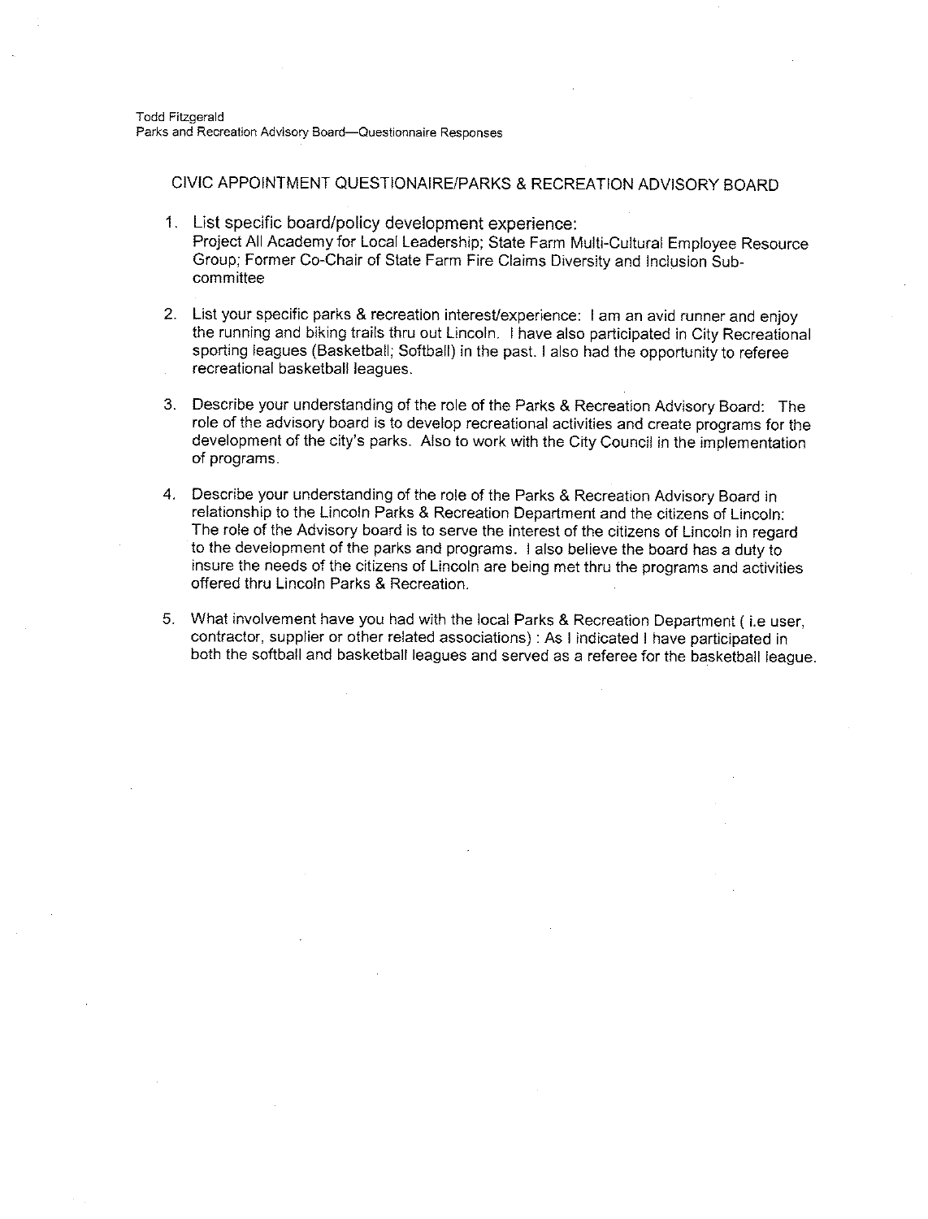Todd Fitzgerald
Parks and Recreation Advisory Board—Questionnaire Responses

## CIVIC APPOINTMENT QUESTIONAIRE/PARKS & RECREATION ADVISORY BOARD

1. List specific board/policy development experience:
   Project All Academy for Local Leadership; State Farm Multi-Cultural Employee Resource Group; Former Co-Chair of State Farm Fire Claims Diversity and Inclusion Sub-committee

2. List your specific parks & recreation interest/experience: I am an avid runner and enjoy the running and biking trails thru out Lincoln. I have also participated in City Recreational sporting leagues (Basketball; Softball) in the past. I also had the opportunity to referee recreational basketball leagues.

3. Describe your understanding of the role of the Parks & Recreation Advisory Board: The role of the advisory board is to develop recreational activities and create programs for the development of the city's parks. Also to work with the City Council in the implementation of programs.

4. Describe your understanding of the role of the Parks & Recreation Advisory Board in relationship to the Lincoln Parks & Recreation Department and the citizens of Lincoln: The role of the Advisory board is to serve the interest of the citizens of Lincoln in regard to the development of the parks and programs. I also believe the board has a duty to insure the needs of the citizens of Lincoln are being met thru the programs and activities offered thru Lincoln Parks & Recreation.

5. What involvement have you had with the local Parks & Recreation Department ( i.e user, contractor, supplier or other related associations) : As I indicated I have participated in both the softball and basketball leagues and served as a referee for the basketball league.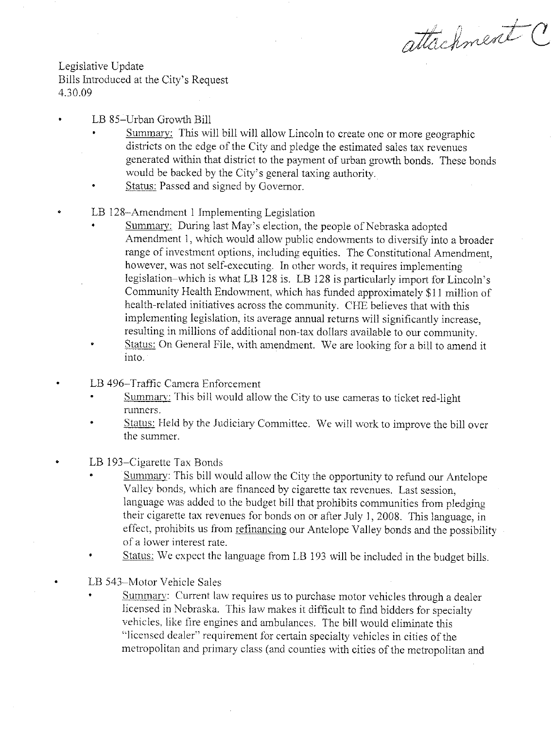attachment C

Legislative Update
Bills Introduced at the City's Request
4.30.09

- LB 85–Urban Growth Bill
  - Summary: This will bill will allow Lincoln to create one or more geographic districts on the edge of the City and pledge the estimated sales tax revenues generated within that district to the payment of urban growth bonds. These bonds would be backed by the City's general taxing authority.
  - Status: Passed and signed by Governor.

- LB 128–Amendment 1 Implementing Legislation
  - Summary: During last May's election, the people of Nebraska adopted Amendment 1, which would allow public endowments to diversify into a broader range of investment options, including equities. The Constitutional Amendment, however, was not self-executing. In other words, it requires implementing legislation–which is what LB 128 is. LB 128 is particularly import for Lincoln's Community Health Endowment, which has funded approximately $11 million of health-related initiatives across the community. CHE believes that with this implementing legislation, its average annual returns will significantly increase, resulting in millions of additional non-tax dollars available to our community.
  - Status: On General File, with amendment. We are looking for a bill to amend it into.

- LB 496–Traffic Camera Enforcement
  - Summary: This bill would allow the City to use cameras to ticket red-light runners.
  - Status: Held by the Judiciary Committee. We will work to improve the bill over the summer.

- LB 193–Cigarette Tax Bonds
  - Summary: This bill would allow the City the opportunity to refund our Antelope Valley bonds, which are financed by cigarette tax revenues. Last session, language was added to the budget bill that prohibits communities from pledging their cigarette tax revenues for bonds on or after July 1, 2008. This language, in effect, prohibits us from refinancing our Antelope Valley bonds and the possibility of a lower interest rate.
  - Status: We expect the language from LB 193 will be included in the budget bills.

- LB 543–Motor Vehicle Sales
  - Summary: Current law requires us to purchase motor vehicles through a dealer licensed in Nebraska. This law makes it difficult to find bidders for specialty vehicles, like fire engines and ambulances. The bill would eliminate this "licensed dealer" requirement for certain specialty vehicles in cities of the metropolitan and primary class (and counties with cities of the metropolitan and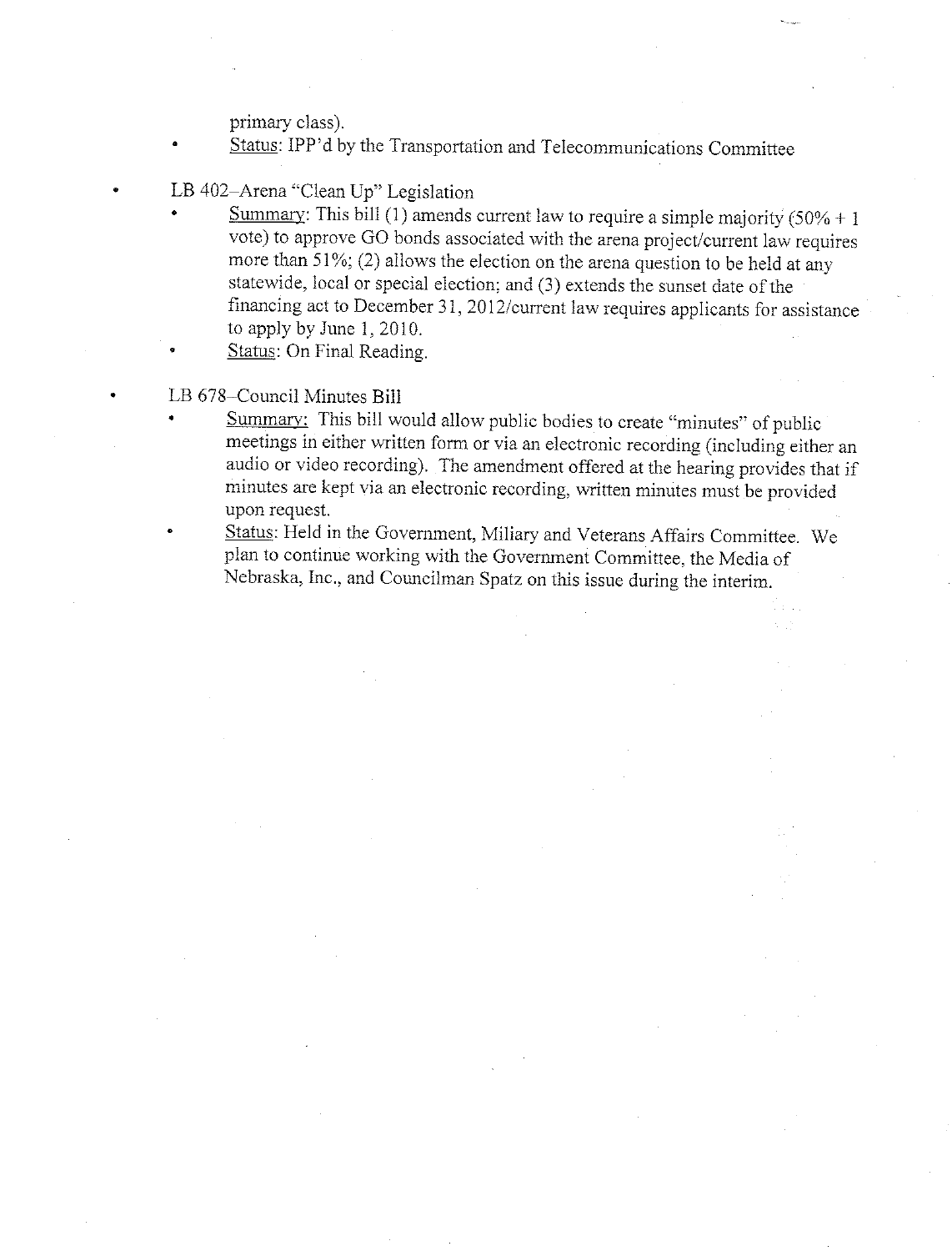primary class).

- Status: IPP'd by the Transportation and Telecommunications Committee

- LB 402–Arena "Clean Up" Legislation
  - Summary: This bill (1) amends current law to require a simple majority (50% + 1 vote) to approve GO bonds associated with the arena project/current law requires more than 51%; (2) allows the election on the arena question to be held at any statewide, local or special election; and (3) extends the sunset date of the financing act to December 31, 2012/current law requires applicants for assistance to apply by June 1, 2010.
  - Status: On Final Reading.

- LB 678–Council Minutes Bill
  - Summary: This bill would allow public bodies to create "minutes" of public meetings in either written form or via an electronic recording (including either an audio or video recording). The amendment offered at the hearing provides that if minutes are kept via an electronic recording, written minutes must be provided upon request.
  - Status: Held in the Government, Miliary and Veterans Affairs Committee. We plan to continue working with the Government Committee, the Media of Nebraska, Inc., and Councilman Spatz on this issue during the interim.